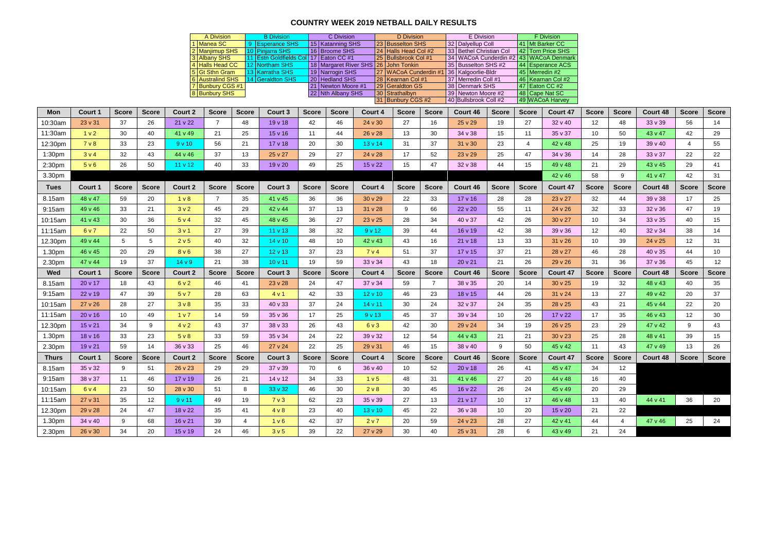# COUNTRY WEEK 2019 NETBALL DAILY RESULTS

| A Division | B Division | C Division | D Division | E Division | F Division |
|---|---|---|---|---|---|
| 1 Manea SC | 9 Esperance SHS | 15 Katanning SHS | 23 Busselton SHS | 32 Dalyellup Coll | 41 Mt Barker CC |
| 2 Manjimup SHS | 10 Pinjarra SHS | 16 Broome SHS | 24 Halls Head Col #2 | 33 Bethel Christian Col | 42 Tom Price SHS |
| 3 Albany SHS | 11 Estn Goldfields Col | 17 Eaton CC #1 | 25 Bullsbrook Col #1 | 34 WACoA Cunderdin #2 | 43 WACoA Denmark |
| 4 Halls Head CC | 12 Northam SHS | 18 Margaret River SHS | 26 John Tonkin | 35 Busselton SHS #2 | 44 Esperance ACS |
| 5 Gt Sthn Gram | 13 Karratha SHS | 19 Narrogin SHS | 27 WACoA Cunderdin #1 | 36 Kalgoorlie-Bldr | 45 Merredin #2 |
| 6 Australind SHS | 14 Geraldton SHS | 20 Hedland SHS | 28 Kearnan Col #1 | 37 Merredin Coll #1 | 46 Kearnan Col #2 |
| 7 Bunbury CGS #1 | | 21 Newton Moore #1 | 29 Geraldton GS | 38 Denmark SHS | 47 Eaton CC #2 |
| 8 Bunbury SHS | | 22 Nth Albany SHS | 30 Strathalbyn | 39 Newton Moore #2 | 48 Cape Nat SC |
| | | | 31 Bunbury CGS #2 | 40 Bullsbrook Coll #2 | 49 WACoA Harvey |

| Mon | Court 1 | Score | Score | Court 2 | Score | Score | Court 3 | Score | Score | Court 4 | Score | Score | Court 46 | Score | Score | Court 47 | Score | Score | Court 48 | Score | Score |
|---|---|---|---|---|---|---|---|---|---|---|---|---|---|---|---|---|---|---|---|---|---|
| 10:30am | 23 v 31 | 37 | 26 | 21 v 22 | 7 | 48 | 19 v 18 | 42 | 46 | 24 v 30 | 27 | 16 | 25 v 29 | 19 | 27 | 32 v 40 | 12 | 48 | 33 v 39 | 56 | 14 |
| 11:30am | 1 v 2 | 30 | 40 | 41 v 49 | 21 | 25 | 15 v 16 | 11 | 44 | 26 v 28 | 13 | 30 | 34 v 38 | 15 | 11 | 35 v 37 | 10 | 50 | 43 v 47 | 42 | 29 |
| 12:30pm | 7 v 8 | 33 | 23 | 9 v 10 | 56 | 21 | 17 v 18 | 20 | 30 | 13 v 14 | 31 | 37 | 31 v 30 | 23 | 4 | 42 v 48 | 25 | 19 | 39 v 40 | 4 | 55 |
| 1:30pm | 3 v 4 | 32 | 43 | 44 v 46 | 37 | 13 | 25 v 27 | 29 | 27 | 24 v 28 | 17 | 52 | 23 v 29 | 25 | 47 | 34 v 36 | 14 | 28 | 33 v 37 | 22 | 22 |
| 2:30pm | 5 v 6 | 26 | 50 | 11 v 12 | 40 | 33 | 19 v 20 | 49 | 25 | 15 v 22 | 15 | 47 | 32 v 38 | 44 | 15 | 49 v 48 | 21 | 29 | 43 v 45 | 29 | 41 |
| 3.30pm | | | | | | | | | | | | | | | | 42 v 46 | 58 | 9 | 41 v 47 | 42 | 31 |
| **Tues** | **Court 1** | **Score** | **Score** | **Court 2** | **Score** | **Score** | **Court 3** | **Score** | **Score** | **Court 4** | **Score** | **Score** | **Court 46** | **Score** | **Score** | **Court 47** | **Score** | **Score** | **Court 48** | **Score** | **Score** |
| 8.15am | 48 v 47 | 59 | 20 | 1 v 8 | 7 | 35 | 41 v 45 | 36 | 36 | 30 v 29 | 22 | 33 | 17 v 16 | 28 | 28 | 23 v 27 | 32 | 44 | 39 v 38 | 17 | 25 |
| 9:15am | 49 v 46 | 33 | 21 | 3 v 2 | 45 | 29 | 42 v 44 | 37 | 13 | 31 v 28 | 9 | 66 | 22 v 20 | 55 | 11 | 24 v 26 | 32 | 33 | 32 v 36 | 47 | 19 |
| 10:15am | 41 v 43 | 30 | 36 | 5 v 4 | 32 | 45 | 48 v 45 | 36 | 27 | 23 v 25 | 28 | 34 | 40 v 37 | 42 | 26 | 30 v 27 | 10 | 34 | 33 v 35 | 40 | 15 |
| 11:15am | 6 v 7 | 22 | 50 | 3 v 1 | 27 | 39 | 11 v 13 | 38 | 32 | 9 v 12 | 39 | 44 | 16 v 19 | 42 | 38 | 39 v 36 | 12 | 40 | 32 v 34 | 38 | 14 |
| 12.30pm | 49 v 44 | 5 | 5 | 2 v 5 | 40 | 32 | 14 v 10 | 48 | 10 | 42 v 43 | 43 | 16 | 21 v 18 | 13 | 33 | 31 v 26 | 10 | 39 | 24 v 25 | 12 | 31 |
| 1.30pm | 46 v 45 | 20 | 29 | 8 v 6 | 38 | 27 | 12 v 13 | 37 | 23 | 7 v 4 | 51 | 37 | 17 v 15 | 37 | 21 | 28 v 27 | 46 | 28 | 40 v 35 | 44 | 10 |
| 2.30pm | 47 v 44 | 19 | 37 | 14 v 9 | 21 | 38 | 10 v 11 | 19 | 59 | 33 v 34 | 43 | 18 | 20 v 21 | 21 | 26 | 29 v 26 | 31 | 36 | 37 v 36 | 45 | 12 |
| **Wed** | **Court 1** | **Score** | **Score** | **Court 2** | **Score** | **Score** | **Court 3** | **Score** | **Score** | **Court 4** | **Score** | **Score** | **Court 46** | **Score** | **Score** | **Court 47** | **Score** | **Score** | **Court 48** | **Score** | **Score** |
| 8.15am | 20 v 17 | 18 | 43 | 6 v 2 | 46 | 41 | 23 v 28 | 24 | 47 | 37 v 34 | 59 | 7 | 38 v 35 | 20 | 14 | 30 v 25 | 19 | 32 | 48 v 43 | 40 | 35 |
| 9:15am | 22 v 19 | 47 | 39 | 5 v 7 | 28 | 63 | 4 v 1 | 42 | 33 | 12 v 10 | 46 | 23 | 18 v 15 | 44 | 26 | 31 v 24 | 13 | 27 | 49 v 42 | 20 | 37 |
| 10:15am | 27 v 26 | 28 | 27 | 3 v 8 | 35 | 33 | 40 v 33 | 37 | 24 | 14 v 11 | 30 | 24 | 32 v 37 | 24 | 35 | 28 v 25 | 43 | 21 | 45 v 44 | 22 | 20 |
| 11:15am | 20 v 16 | 10 | 49 | 1 v 7 | 14 | 59 | 35 v 36 | 17 | 25 | 9 v 13 | 45 | 37 | 39 v 34 | 10 | 26 | 17 v 22 | 17 | 35 | 46 v 43 | 12 | 30 |
| 12.30pm | 15 v 21 | 34 | 9 | 4 v 2 | 43 | 37 | 38 v 33 | 26 | 43 | 6 v 3 | 42 | 30 | 29 v 24 | 34 | 19 | 26 v 25 | 23 | 29 | 47 v 42 | 9 | 43 |
| 1.30pm | 18 v 16 | 33 | 23 | 5 v 8 | 33 | 59 | 35 v 34 | 24 | 22 | 39 v 32 | 12 | 54 | 44 v 43 | 21 | 21 | 30 v 23 | 25 | 28 | 48 v 41 | 39 | 15 |
| 2.30pm | 19 v 21 | 59 | 14 | 36 v 33 | 25 | 46 | 27 v 24 | 22 | 25 | 29 v 31 | 46 | 15 | 38 v 40 | 9 | 50 | 45 v 42 | 11 | 43 | 47 v 49 | 13 | 26 |
| **Thurs** | **Court 1** | **Score** | **Score** | **Court 2** | **Score** | **Score** | **Court 3** | **Score** | **Score** | **Court 4** | **Score** | **Score** | **Court 46** | **Score** | **Score** | **Court 47** | **Score** | **Score** | **Court 48** | **Score** | **Score** |
| 8.15am | 35 v 32 | 9 | 51 | 26 v 23 | 29 | 29 | 37 v 39 | 70 | 6 | 36 v 40 | 10 | 52 | 20 v 18 | 26 | 41 | 45 v 47 | 34 | 12 | | | |
| 9:15am | 38 v 37 | 11 | 46 | 17 v 19 | 26 | 21 | 14 v 12 | 34 | 33 | 1 v 5 | 48 | 31 | 41 v 46 | 27 | 20 | 44 v 48 | 16 | 40 | | | |
| 10:15am | 6 v 4 | 23 | 50 | 28 v 30 | 51 | 8 | 33 v 32 | 46 | 30 | 2 v 8 | 30 | 45 | 16 v 22 | 26 | 24 | 45 v 49 | 20 | 29 | | | |
| 11:15am | 27 v 31 | 35 | 12 | 9 v 11 | 49 | 19 | 7 v 3 | 62 | 23 | 35 v 39 | 27 | 13 | 21 v 17 | 10 | 17 | 46 v 48 | 13 | 40 | 44 v 41 | 36 | 20 |
| 12.30pm | 29 v 28 | 24 | 47 | 18 v 22 | 35 | 41 | 4 v 8 | 23 | 40 | 13 v 10 | 45 | 22 | 36 v 38 | 10 | 20 | 15 v 20 | 21 | 22 | | | |
| 1.30pm | 34 v 40 | 9 | 68 | 16 v 21 | 39 | 4 | 1 v 6 | 42 | 37 | 2 v 7 | 20 | 59 | 24 v 23 | 28 | 27 | 42 v 41 | 44 | 4 | 47 v 46 | 25 | 24 |
| 2.30pm | 26 v 30 | 34 | 20 | 15 v 19 | 24 | 46 | 3 v 5 | 39 | 22 | 27 v 29 | 30 | 40 | 25 v 31 | 28 | 6 | 43 v 49 | 21 | 24 | | | |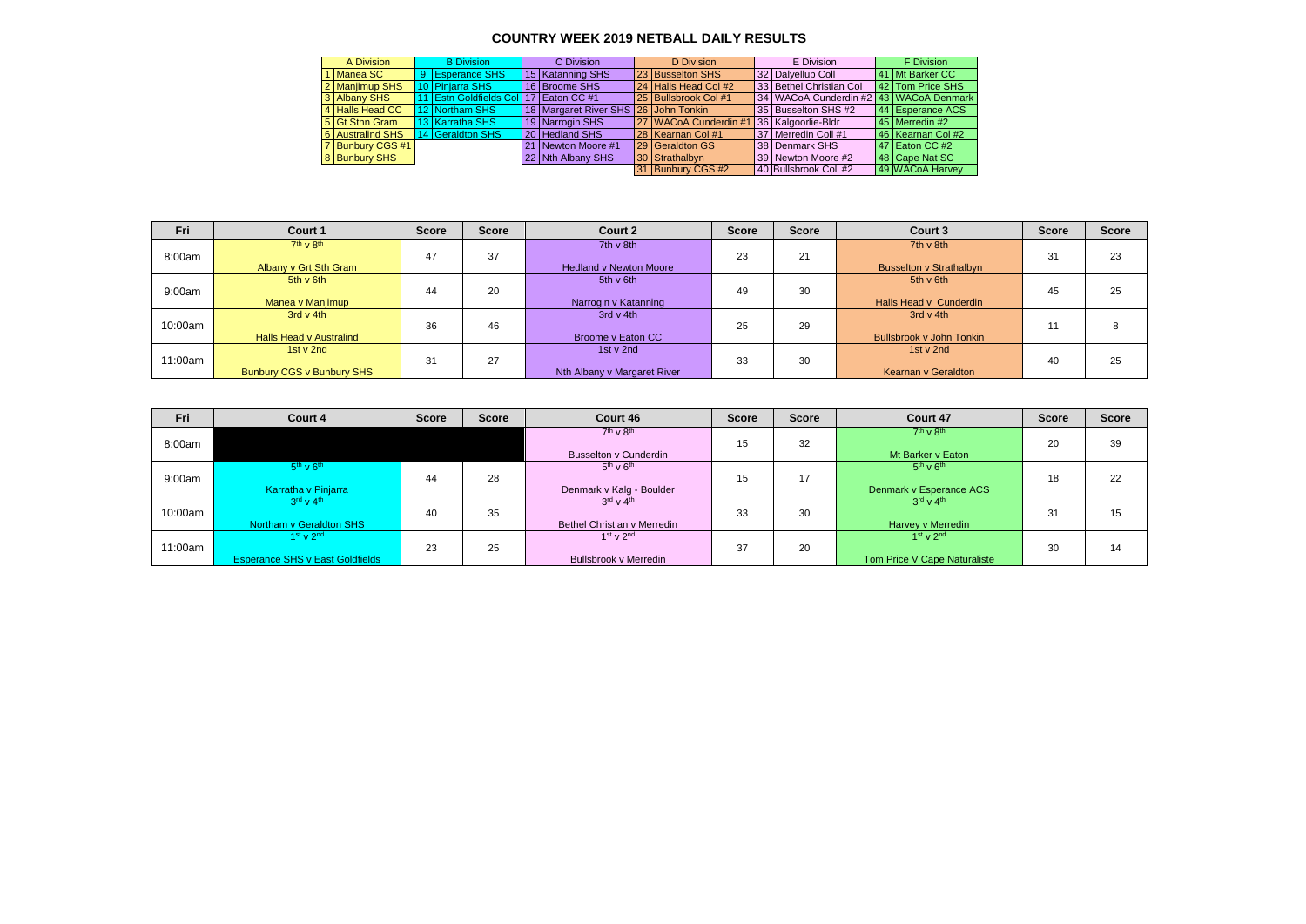# COUNTRY WEEK 2019 NETBALL DAILY RESULTS

| A Division | | B Division | | C Division | | D Division | | E Division | | F Division | |
|---|---|---|---|---|---|---|---|---|---|---|---|
| 1 | Manea SC | 9 | Esperance SHS | 15 | Katanning SHS | 23 | Busselton SHS | 32 | Dalyellup Coll | 41 | Mt Barker CC |
| 2 | Manjimup SHS | 10 | Pinjarra SHS | 16 | Broome SHS | 24 | Halls Head Col #2 | 33 | Bethel Christian Col | 42 | Tom Price SHS |
| 3 | Albany SHS | 11 | Estn Goldfields Col | 17 | Eaton CC #1 | 25 | Bullsbrook Col #1 | 34 | WACoA Cunderdin #2 | 43 | WACoA Denmark |
| 4 | Halls Head CC | 12 | Northam SHS | 18 | Margaret River SHS | 26 | John Tonkin | 35 | Busselton SHS #2 | 44 | Esperance ACS |
| 5 | Gt Sthn Gram | 13 | Karratha SHS | 19 | Narrogin SHS | 27 | WACoA Cunderdin #1 | 36 | Kalgoorlie-Bldr | 45 | Merredin #2 |
| 6 | Australind SHS | 14 | Geraldton SHS | 20 | Hedland SHS | 28 | Kearnan Col #1 | 37 | Merredin Coll #1 | 46 | Kearnan Col #2 |
| 7 | Bunbury CGS #1 | | | 21 | Newton Moore #1 | 29 | Geraldton GS | 38 | Denmark SHS | 47 | Eaton CC #2 |
| 8 | Bunbury SHS | | | 22 | Nth Albany SHS | 30 | Strathalbyn | 39 | Newton Moore #2 | 48 | Cape Nat SC |
| | | | | | | 31 | Bunbury CGS #2 | 40 | Bullsbrook Coll #2 | 49 | WACoA Harvey |

| Fri | Court 1 | Score | Score | Court 2 | Score | Score | Court 3 | Score | Score |
|---|---|---|---|---|---|---|---|---|---|
| 8:00am | 7th v 8th<br>Albany v Grt Sth Gram | 47 | 37 | 7th v 8th<br>Hedland v Newton Moore | 23 | 21 | 7th v 8th<br>Busselton v Strathalbyn | 31 | 23 |
| 9:00am | 5th v 6th<br>Manea v Manjimup | 44 | 20 | 5th v 6th<br>Narrogin v Katanning | 49 | 30 | 5th v 6th<br>Halls Head v Cunderdin | 45 | 25 |
| 10:00am | 3rd v 4th<br>Halls Head v Australind | 36 | 46 | 3rd v 4th<br>Broome v Eaton CC | 25 | 29 | 3rd v 4th<br>Bullsbrook v John Tonkin | 11 | 8 |
| 11:00am | 1st v 2nd<br>Bunbury CGS v Bunbury SHS | 31 | 27 | 1st v 2nd<br>Nth Albany v Margaret River | 33 | 30 | 1st v 2nd<br>Kearnan v Geraldton | 40 | 25 |

| Fri | Court 4 | Score | Score | Court 46 | Score | Score | Court 47 | Score | Score |
|---|---|---|---|---|---|---|---|---|---|
| 8:00am | | | | 7th v 8th<br>Busselton v Cunderdin | 15 | 32 | 7th v 8th<br>Mt Barker v Eaton | 20 | 39 |
| 9:00am | 5th v 6th<br>Karratha v Pinjarra | 44 | 28 | 5th v 6th<br>Denmark v Kalg - Boulder | 15 | 17 | 5th v 6th<br>Denmark v Esperance ACS | 18 | 22 |
| 10:00am | 3rd v 4th<br>Northam v Geraldton SHS | 40 | 35 | 3rd v 4th<br>Bethel Christian v Merredin | 33 | 30 | 3rd v 4th<br>Harvey v Merredin | 31 | 15 |
| 11:00am | 1st v 2nd<br>Esperance SHS v East Goldfields | 23 | 25 | 1st v 2nd<br>Bullsbrook v Merredin | 37 | 20 | 1st v 2nd<br>Tom Price V Cape Naturaliste | 30 | 14 |